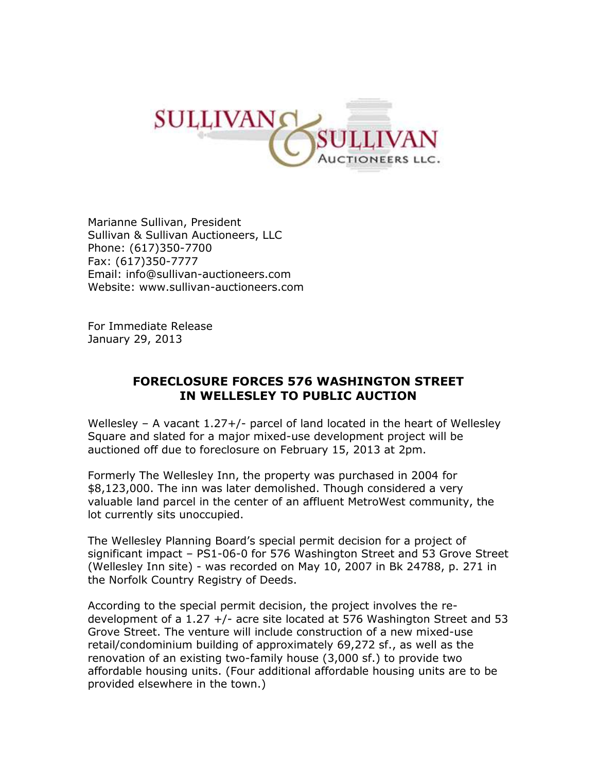SULLIVAN & SULLIVAN AUCTIONEERS LLC.

Marianne Sullivan, President
Sullivan & Sullivan Auctioneers, LLC
Phone: (617)350-7700
Fax: (617)350-7777
Email: info@sullivan-auctioneers.com
Website: www.sullivan-auctioneers.com

For Immediate Release
January 29, 2013

## FORECLOSURE FORCES 576 WASHINGTON STREET IN WELLESLEY TO PUBLIC AUCTION

Wellesley – A vacant 1.27+/- parcel of land located in the heart of Wellesley Square and slated for a major mixed-use development project will be auctioned off due to foreclosure on February 15, 2013 at 2pm.

Formerly The Wellesley Inn, the property was purchased in 2004 for $8,123,000. The inn was later demolished. Though considered a very valuable land parcel in the center of an affluent MetroWest community, the lot currently sits unoccupied.

The Wellesley Planning Board's special permit decision for a project of significant impact – PS1-06-0 for 576 Washington Street and 53 Grove Street (Wellesley Inn site) - was recorded on May 10, 2007 in Bk 24788, p. 271 in the Norfolk Country Registry of Deeds.

According to the special permit decision, the project involves the re-development of a 1.27 +/- acre site located at 576 Washington Street and 53 Grove Street. The venture will include construction of a new mixed-use retail/condominium building of approximately 69,272 sf., as well as the renovation of an existing two-family house (3,000 sf.) to provide two affordable housing units. (Four additional affordable housing units are to be provided elsewhere in the town.)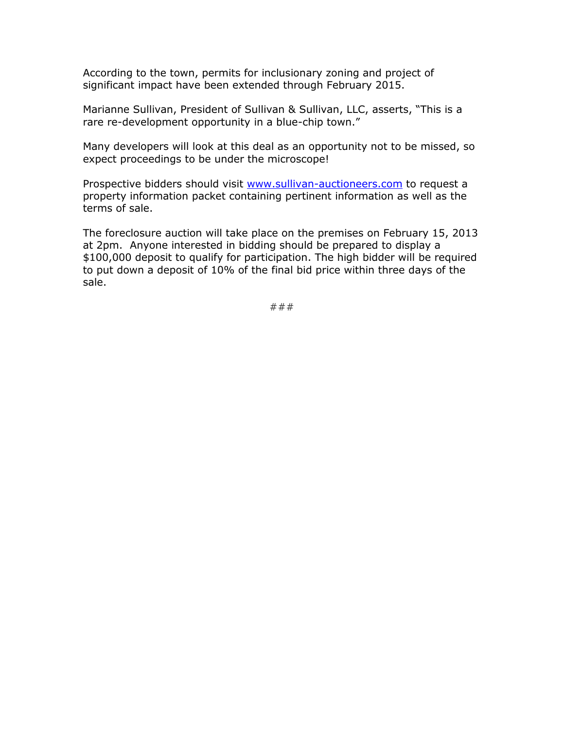According to the town, permits for inclusionary zoning and project of significant impact have been extended through February 2015.

Marianne Sullivan, President of Sullivan & Sullivan, LLC, asserts, "This is a rare re-development opportunity in a blue-chip town."

Many developers will look at this deal as an opportunity not to be missed, so expect proceedings to be under the microscope!

Prospective bidders should visit [www.sullivan-auctioneers.com](http://www.sullivan-auctioneers.com) to request a property information packet containing pertinent information as well as the terms of sale.

The foreclosure auction will take place on the premises on February 15, 2013 at 2pm. Anyone interested in bidding should be prepared to display a $100,000 deposit to qualify for participation. The high bidder will be required to put down a deposit of 10% of the final bid price within three days of the sale.

###